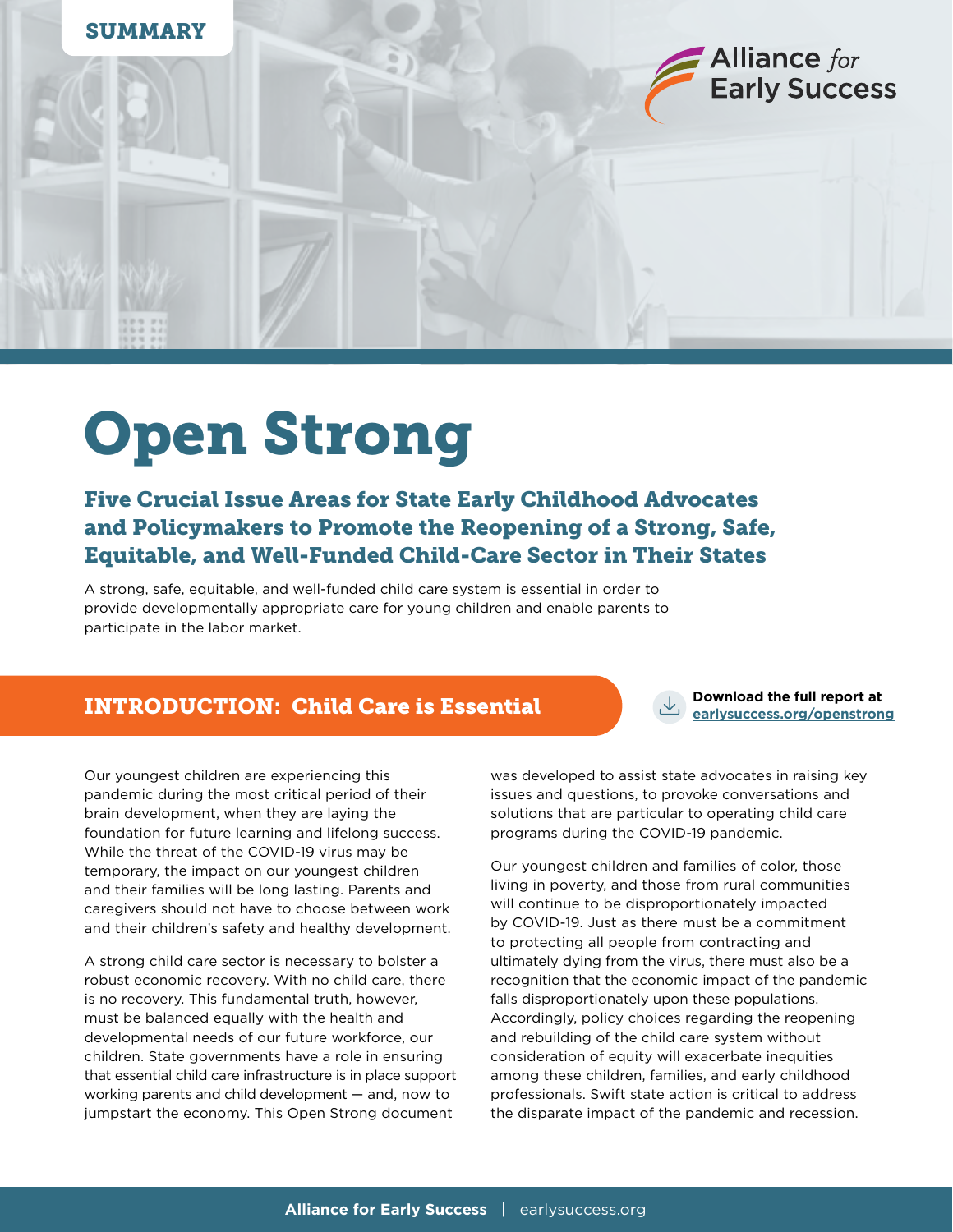SUMMARY

Alliance *for* Early Success

# Open Strong

## Five Crucial Issue Areas for State Early Childhood Advocates and Policymakers to Promote the Reopening of a Strong, Safe, Equitable, and Well-Funded Child-Care Sector in Their States

A strong, safe, equitable, and well-funded child care system is essential in order to provide developmentally appropriate care for young children and enable parents to participate in the labor market.

## INTRODUCTION: Child Care is Essential

**Download the full report at earlysuccess.org/openstrong**

Our youngest children are experiencing this pandemic during the most critical period of their brain development, when they are laying the foundation for future learning and lifelong success. While the threat of the COVID-19 virus may be temporary, the impact on our youngest children and their families will be long lasting. Parents and caregivers should not have to choose between work and their children's safety and healthy development.

A strong child care sector is necessary to bolster a robust economic recovery. With no child care, there is no recovery. This fundamental truth, however, must be balanced equally with the health and developmental needs of our future workforce, our children. State governments have a role in ensuring that essential child care infrastructure is in place support working parents and child development — and, now to jumpstart the economy. This Open Strong document was developed to assist state advocates in raising key issues and questions, to provoke conversations and solutions that are particular to operating child care programs during the COVID-19 pandemic.

Our youngest children and families of color, those living in poverty, and those from rural communities will continue to be disproportionately impacted by COVID-19. Just as there must be a commitment to protecting all people from contracting and ultimately dying from the virus, there must also be a recognition that the economic impact of the pandemic falls disproportionately upon these populations. Accordingly, policy choices regarding the reopening and rebuilding of the child care system without consideration of equity will exacerbate inequities among these children, families, and early childhood professionals. Swift state action is critical to address the disparate impact of the pandemic and recession.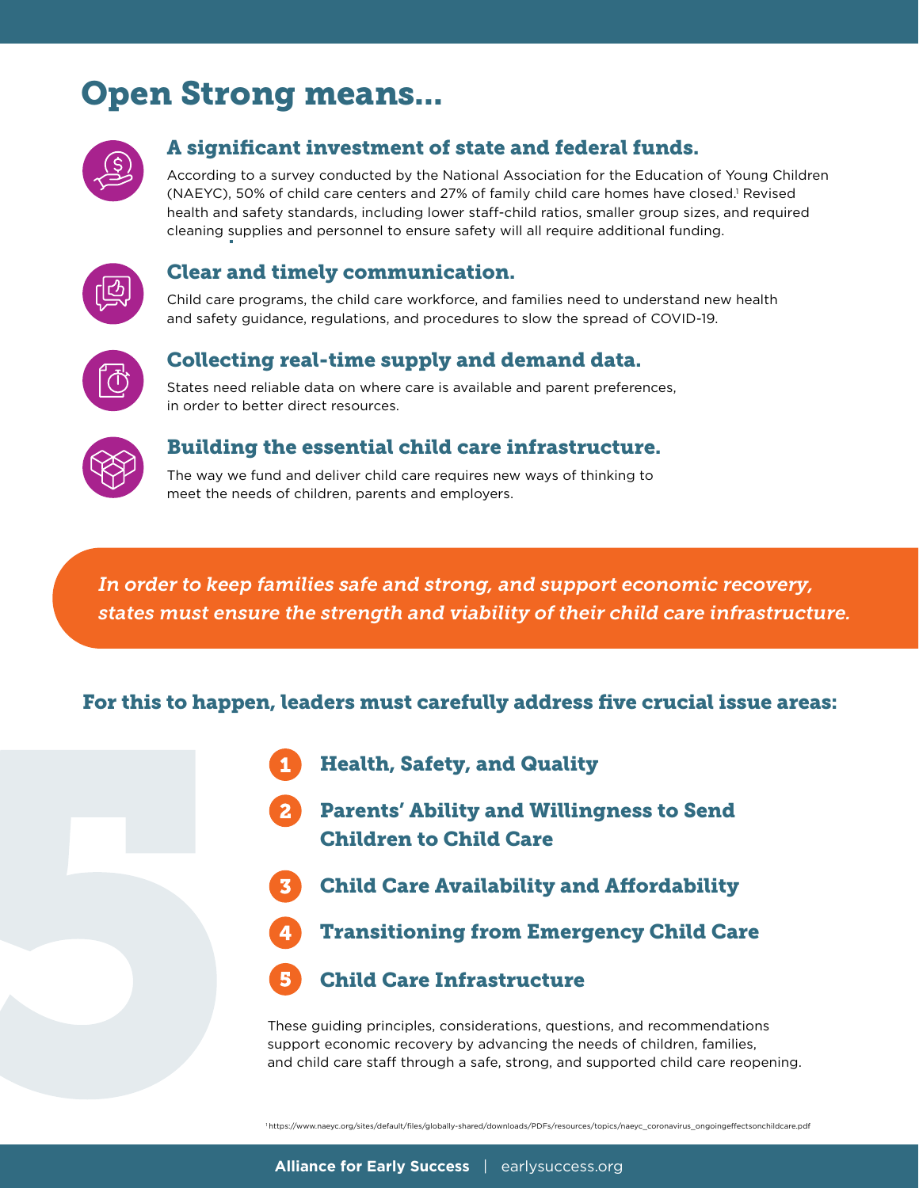# Open Strong means...

### A significant investment of state and federal funds.

According to a survey conducted by the National Association for the Education of Young Children (NAEYC), 50% of child care centers and 27% of family child care homes have closed.[1] Revised health and safety standards, including lower staff-child ratios, smaller group sizes, and required cleaning supplies and personnel to ensure safety will all require additional funding.

### Clear and timely communication.

Child care programs, the child care workforce, and families need to understand new health and safety guidance, regulations, and procedures to slow the spread of COVID-19.

### Collecting real-time supply and demand data.

States need reliable data on where care is available and parent preferences, in order to better direct resources.

### Building the essential child care infrastructure.

The way we fund and deliver child care requires new ways of thinking to meet the needs of children, parents and employers.

*In order to keep families safe and strong, and support economic recovery, states must ensure the strength and viability of their child care infrastructure.*

## For this to happen, leaders must carefully address five crucial issue areas:

1. **Health, Safety, and Quality**
2. **Parents' Ability and Willingness to Send Children to Child Care**
3. **Child Care Availability and Affordability**
4. **Transitioning from Emergency Child Care**
5. **Child Care Infrastructure**

These guiding principles, considerations, questions, and recommendations support economic recovery by advancing the needs of children, families, and child care staff through a safe, strong, and supported child care reopening.

[1] https://www.naeyc.org/sites/default/files/globally-shared/downloads/PDFs/resources/topics/naeyc_coronavirus_ongoingeffectsonchildcare.pdf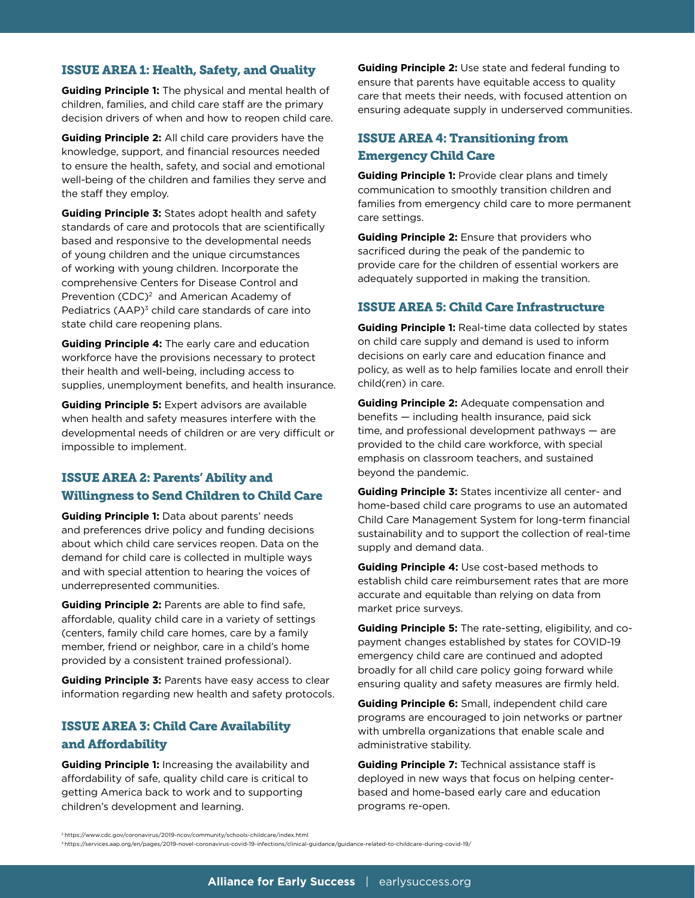## ISSUE AREA 1: Health, Safety, and Quality

**Guiding Principle 1:** The physical and mental health of children, families, and child care staff are the primary decision drivers of when and how to reopen child care.

**Guiding Principle 2:** All child care providers have the knowledge, support, and financial resources needed to ensure the health, safety, and social and emotional well-being of the children and families they serve and the staff they employ.

**Guiding Principle 3:** States adopt health and safety standards of care and protocols that are scientifically based and responsive to the developmental needs of young children and the unique circumstances of working with young children. Incorporate the comprehensive Centers for Disease Control and Prevention (CDC)[2] and American Academy of Pediatrics (AAP)[3] child care standards of care into state child care reopening plans.

**Guiding Principle 4:** The early care and education workforce have the provisions necessary to protect their health and well-being, including access to supplies, unemployment benefits, and health insurance.

**Guiding Principle 5:** Expert advisors are available when health and safety measures interfere with the developmental needs of children or are very difficult or impossible to implement.

## ISSUE AREA 2: Parents' Ability and Willingness to Send Children to Child Care

**Guiding Principle 1:** Data about parents' needs and preferences drive policy and funding decisions about which child care services reopen. Data on the demand for child care is collected in multiple ways and with special attention to hearing the voices of underrepresented communities.

**Guiding Principle 2:** Parents are able to find safe, affordable, quality child care in a variety of settings (centers, family child care homes, care by a family member, friend or neighbor, care in a child's home provided by a consistent trained professional).

**Guiding Principle 3:** Parents have easy access to clear information regarding new health and safety protocols.

## ISSUE AREA 3: Child Care Availability and Affordability

**Guiding Principle 1:** Increasing the availability and affordability of safe, quality child care is critical to getting America back to work and to supporting children's development and learning.

**Guiding Principle 2:** Use state and federal funding to ensure that parents have equitable access to quality care that meets their needs, with focused attention on ensuring adequate supply in underserved communities.

## ISSUE AREA 4: Transitioning from Emergency Child Care

**Guiding Principle 1:** Provide clear plans and timely communication to smoothly transition children and families from emergency child care to more permanent care settings.

**Guiding Principle 2:** Ensure that providers who sacrificed during the peak of the pandemic to provide care for the children of essential workers are adequately supported in making the transition.

## ISSUE AREA 5: Child Care Infrastructure

**Guiding Principle 1:** Real-time data collected by states on child care supply and demand is used to inform decisions on early care and education finance and policy, as well as to help families locate and enroll their child(ren) in care.

**Guiding Principle 2:** Adequate compensation and benefits — including health insurance, paid sick time, and professional development pathways — are provided to the child care workforce, with special emphasis on classroom teachers, and sustained beyond the pandemic.

**Guiding Principle 3:** States incentivize all center- and home-based child care programs to use an automated Child Care Management System for long-term financial sustainability and to support the collection of real-time supply and demand data.

**Guiding Principle 4:** Use cost-based methods to establish child care reimbursement rates that are more accurate and equitable than relying on data from market price surveys.

**Guiding Principle 5:** The rate-setting, eligibility, and co-payment changes established by states for COVID-19 emergency child care are continued and adopted broadly for all child care policy going forward while ensuring quality and safety measures are firmly held.

**Guiding Principle 6:** Small, independent child care programs are encouraged to join networks or partner with umbrella organizations that enable scale and administrative stability.

**Guiding Principle 7:** Technical assistance staff is deployed in new ways that focus on helping center-based and home-based early care and education programs re-open.

[2] https://www.cdc.gov/coronavirus/2019-ncov/community/schools-childcare/index.html
[3] https://services.aap.org/en/pages/2019-novel-coronavirus-covid-19-infections/clinical-guidance/guidance-related-to-childcare-during-covid-19/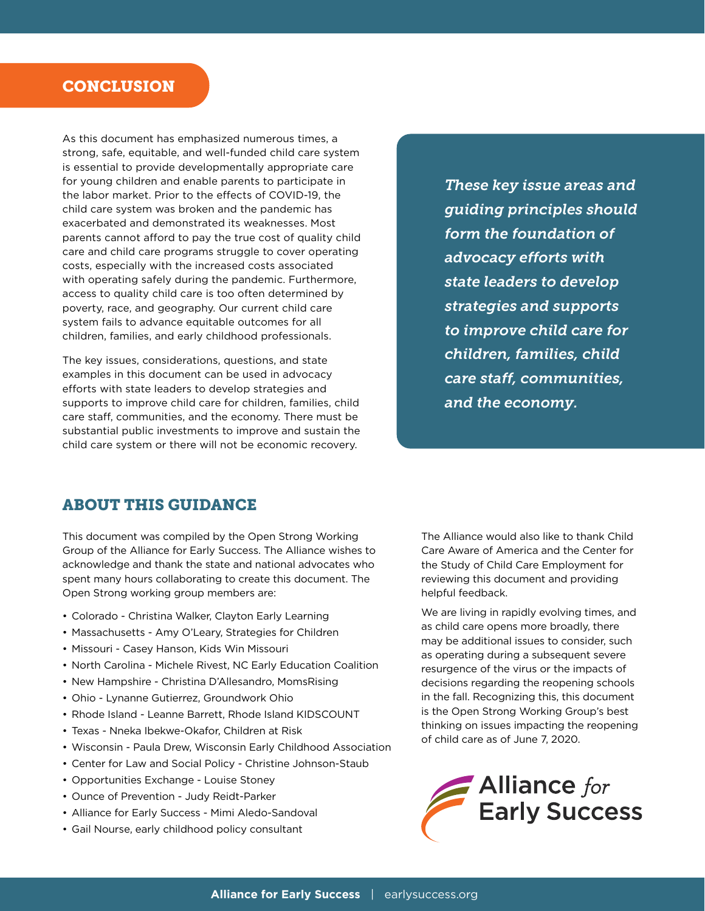## CONCLUSION

As this document has emphasized numerous times, a strong, safe, equitable, and well-funded child care system is essential to provide developmentally appropriate care for young children and enable parents to participate in the labor market. Prior to the effects of COVID-19, the child care system was broken and the pandemic has exacerbated and demonstrated its weaknesses. Most parents cannot afford to pay the true cost of quality child care and child care programs struggle to cover operating costs, especially with the increased costs associated with operating safely during the pandemic. Furthermore, access to quality child care is too often determined by poverty, race, and geography. Our current child care system fails to advance equitable outcomes for all children, families, and early childhood professionals.

The key issues, considerations, questions, and state examples in this document can be used in advocacy efforts with state leaders to develop strategies and supports to improve child care for children, families, child care staff, communities, and the economy. There must be substantial public investments to improve and sustain the child care system or there will not be economic recovery.

*These key issue areas and guiding principles should form the foundation of advocacy efforts with state leaders to develop strategies and supports to improve child care for children, families, child care staff, communities, and the economy.*

## ABOUT THIS GUIDANCE

This document was compiled by the Open Strong Working Group of the Alliance for Early Success. The Alliance wishes to acknowledge and thank the state and national advocates who spent many hours collaborating to create this document. The Open Strong working group members are:

- Colorado - Christina Walker, Clayton Early Learning
- Massachusetts - Amy O'Leary, Strategies for Children
- Missouri - Casey Hanson, Kids Win Missouri
- North Carolina - Michele Rivest, NC Early Education Coalition
- New Hampshire - Christina D'Allesandro, MomsRising
- Ohio - Lynanne Gutierrez, Groundwork Ohio
- Rhode Island - Leanne Barrett, Rhode Island KIDSCOUNT
- Texas - Nneka Ibekwe-Okafor, Children at Risk
- Wisconsin - Paula Drew, Wisconsin Early Childhood Association
- Center for Law and Social Policy - Christine Johnson-Staub
- Opportunities Exchange - Louise Stoney
- Ounce of Prevention - Judy Reidt-Parker
- Alliance for Early Success - Mimi Aledo-Sandoval
- Gail Nourse, early childhood policy consultant

The Alliance would also like to thank Child Care Aware of America and the Center for the Study of Child Care Employment for reviewing this document and providing helpful feedback.

We are living in rapidly evolving times, and as child care opens more broadly, there may be additional issues to consider, such as operating during a subsequent severe resurgence of the virus or the impacts of decisions regarding the reopening schools in the fall. Recognizing this, this document is the Open Strong Working Group's best thinking on issues impacting the reopening of child care as of June 7, 2020.

Alliance *for* Early Success